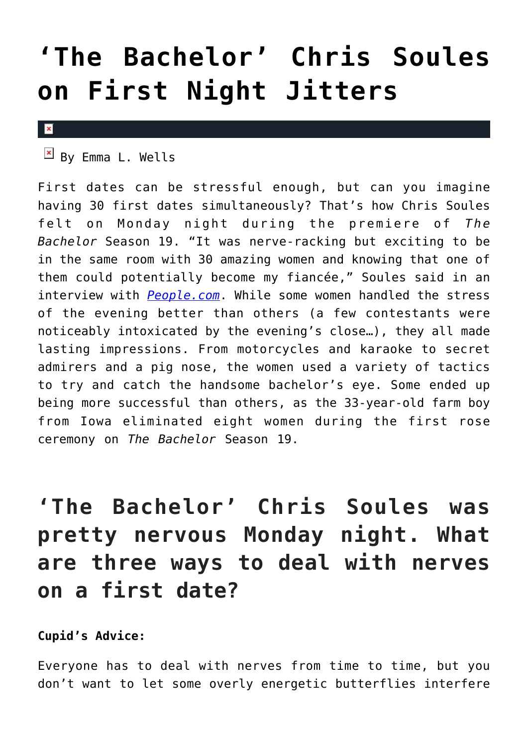# ‘The Bachelor’ Chris Soules on First Night Jitters

By Emma L. Wells

First dates can be stressful enough, but can you imagine having 30 first dates simultaneously? That’s how Chris Soules felt on Monday night during the premiere of *The Bachelor* Season 19. “It was nerve-racking but exciting to be in the same room with 30 amazing women and knowing that one of them could potentially become my fiancée,” Soules said in an interview with *People.com*. While some women handled the stress of the evening better than others (a few contestants were noticeably intoxicated by the evening’s close…), they all made lasting impressions. From motorcycles and karaoke to secret admirers and a pig nose, the women used a variety of tactics to try and catch the handsome bachelor’s eye. Some ended up being more successful than others, as the 33-year-old farm boy from Iowa eliminated eight women during the first rose ceremony on *The Bachelor* Season 19.

## ‘The Bachelor’ Chris Soules was pretty nervous Monday night. What are three ways to deal with nerves on a first date?

**Cupid’s Advice:**

Everyone has to deal with nerves from time to time, but you don’t want to let some overly energetic butterflies interfere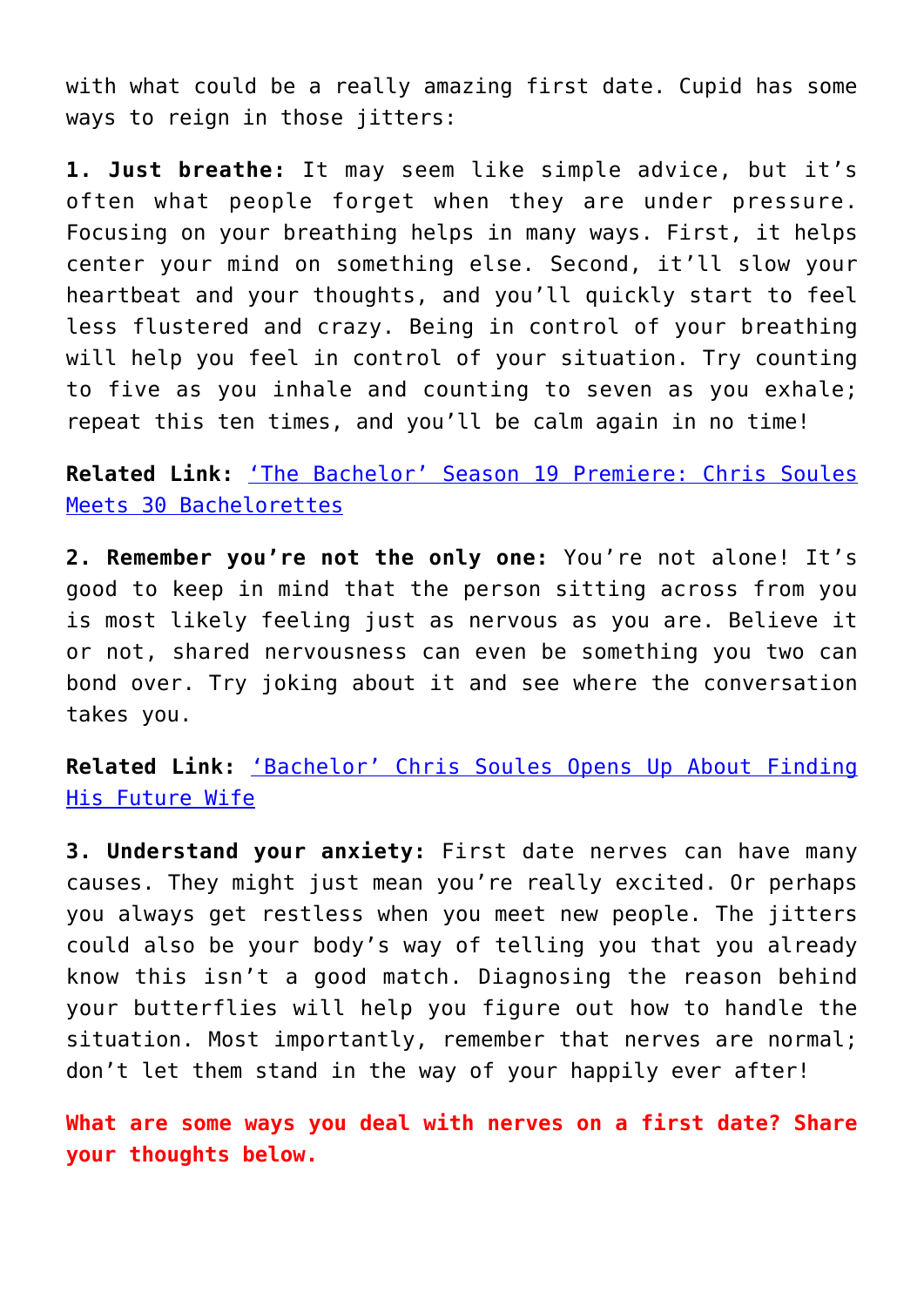with what could be a really amazing first date. Cupid has some ways to reign in those jitters:

**1. Just breathe:** It may seem like simple advice, but it's often what people forget when they are under pressure. Focusing on your breathing helps in many ways. First, it helps center your mind on something else. Second, it'll slow your heartbeat and your thoughts, and you'll quickly start to feel less flustered and crazy. Being in control of your breathing will help you feel in control of your situation. Try counting to five as you inhale and counting to seven as you exhale; repeat this ten times, and you'll be calm again in no time!

**Related Link:** 'The Bachelor' Season 19 Premiere: Chris Soules Meets 30 Bachelorettes

**2. Remember you're not the only one:** You're not alone! It's good to keep in mind that the person sitting across from you is most likely feeling just as nervous as you are. Believe it or not, shared nervousness can even be something you two can bond over. Try joking about it and see where the conversation takes you.

**Related Link:** 'Bachelor' Chris Soules Opens Up About Finding His Future Wife

**3. Understand your anxiety:** First date nerves can have many causes. They might just mean you're really excited. Or perhaps you always get restless when you meet new people. The jitters could also be your body's way of telling you that you already know this isn't a good match. Diagnosing the reason behind your butterflies will help you figure out how to handle the situation. Most importantly, remember that nerves are normal; don't let them stand in the way of your happily ever after!

**What are some ways you deal with nerves on a first date? Share your thoughts below.**